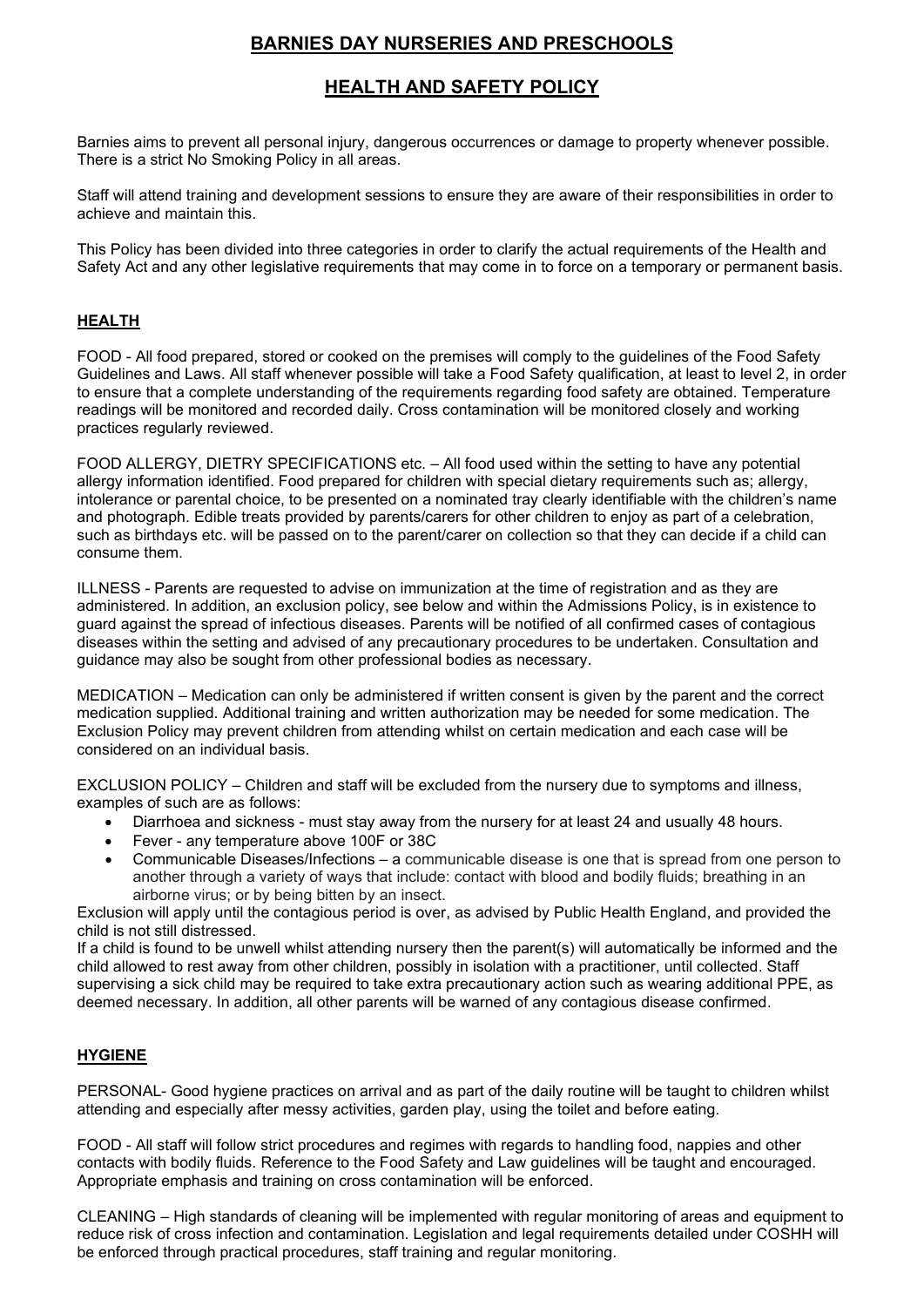# BARNIES DAY NURSERIES AND PRESCHOOLS

## HEALTH AND SAFETY POLICY

Barnies aims to prevent all personal injury, dangerous occurrences or damage to property whenever possible. There is a strict No Smoking Policy in all areas.

Staff will attend training and development sessions to ensure they are aware of their responsibilities in order to achieve and maintain this.

This Policy has been divided into three categories in order to clarify the actual requirements of the Health and Safety Act and any other legislative requirements that may come in to force on a temporary or permanent basis.

### HEALTH

FOOD - All food prepared, stored or cooked on the premises will comply to the guidelines of the Food Safety Guidelines and Laws. All staff whenever possible will take a Food Safety qualification, at least to level 2, in order to ensure that a complete understanding of the requirements regarding food safety are obtained. Temperature readings will be monitored and recorded daily. Cross contamination will be monitored closely and working practices regularly reviewed.

FOOD ALLERGY, DIETRY SPECIFICATIONS etc. – All food used within the setting to have any potential allergy information identified. Food prepared for children with special dietary requirements such as; allergy, intolerance or parental choice, to be presented on a nominated tray clearly identifiable with the children's name and photograph. Edible treats provided by parents/carers for other children to enjoy as part of a celebration, such as birthdays etc. will be passed on to the parent/carer on collection so that they can decide if a child can consume them.

ILLNESS - Parents are requested to advise on immunization at the time of registration and as they are administered. In addition, an exclusion policy, see below and within the Admissions Policy, is in existence to guard against the spread of infectious diseases. Parents will be notified of all confirmed cases of contagious diseases within the setting and advised of any precautionary procedures to be undertaken. Consultation and guidance may also be sought from other professional bodies as necessary.

MEDICATION – Medication can only be administered if written consent is given by the parent and the correct medication supplied. Additional training and written authorization may be needed for some medication. The Exclusion Policy may prevent children from attending whilst on certain medication and each case will be considered on an individual basis.

EXCLUSION POLICY – Children and staff will be excluded from the nursery due to symptoms and illness, examples of such are as follows:

- Diarrhoea and sickness - must stay away from the nursery for at least 24 and usually 48 hours.
- Fever - any temperature above 100F or 38C
- Communicable Diseases/Infections – a communicable disease is one that is spread from one person to another through a variety of ways that include: contact with blood and bodily fluids; breathing in an airborne virus; or by being bitten by an insect.

Exclusion will apply until the contagious period is over, as advised by Public Health England, and provided the child is not still distressed.

If a child is found to be unwell whilst attending nursery then the parent(s) will automatically be informed and the child allowed to rest away from other children, possibly in isolation with a practitioner, until collected. Staff supervising a sick child may be required to take extra precautionary action such as wearing additional PPE, as deemed necessary. In addition, all other parents will be warned of any contagious disease confirmed.

### HYGIENE

PERSONAL- Good hygiene practices on arrival and as part of the daily routine will be taught to children whilst attending and especially after messy activities, garden play, using the toilet and before eating.

FOOD - All staff will follow strict procedures and regimes with regards to handling food, nappies and other contacts with bodily fluids. Reference to the Food Safety and Law guidelines will be taught and encouraged. Appropriate emphasis and training on cross contamination will be enforced.

CLEANING – High standards of cleaning will be implemented with regular monitoring of areas and equipment to reduce risk of cross infection and contamination. Legislation and legal requirements detailed under COSHH will be enforced through practical procedures, staff training and regular monitoring.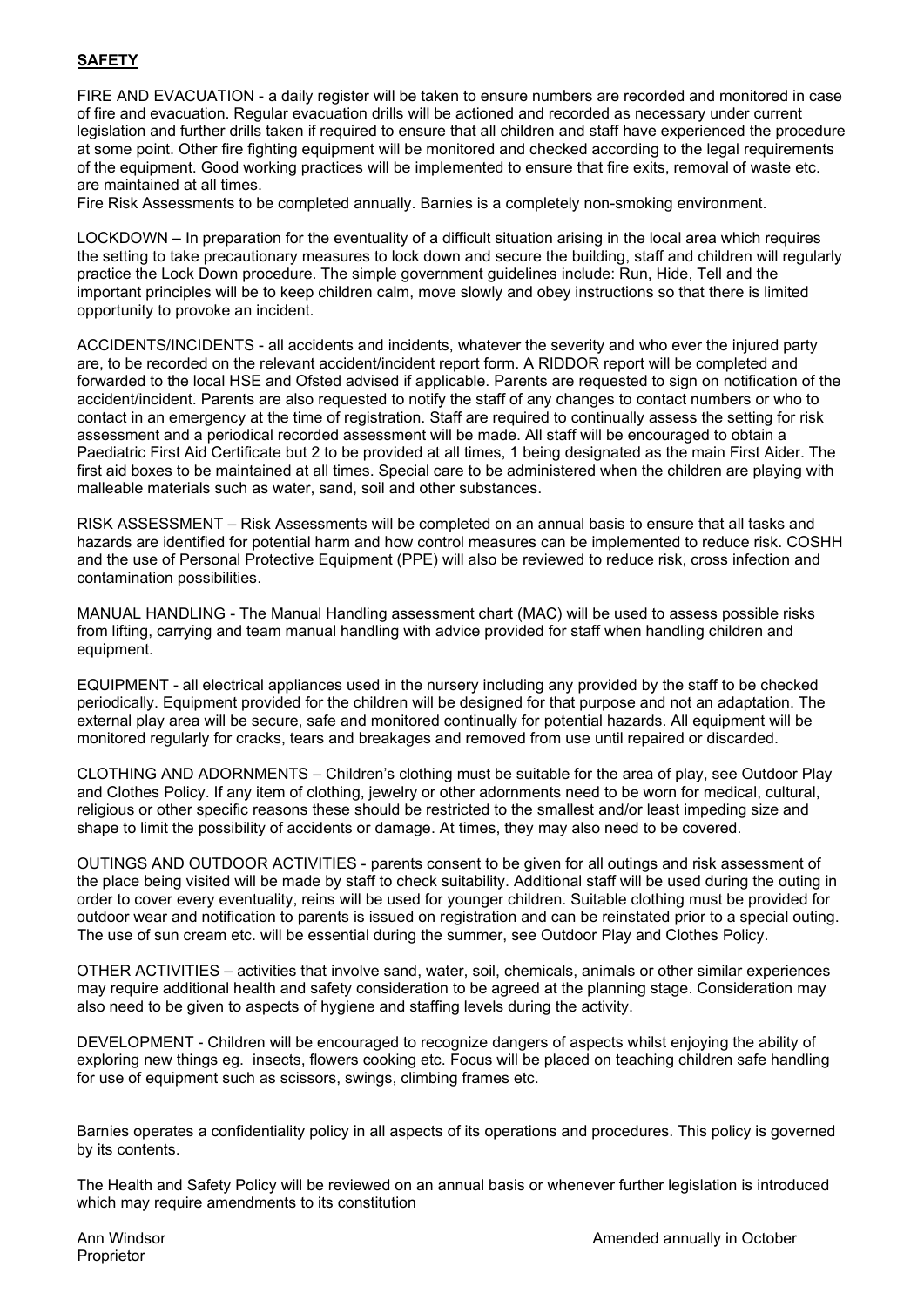## **SAFETY**

FIRE AND EVACUATION - a daily register will be taken to ensure numbers are recorded and monitored in case of fire and evacuation. Regular evacuation drills will be actioned and recorded as necessary under current legislation and further drills taken if required to ensure that all children and staff have experienced the procedure at some point. Other fire fighting equipment will be monitored and checked according to the legal requirements of the equipment. Good working practices will be implemented to ensure that fire exits, removal of waste etc. are maintained at all times.
Fire Risk Assessments to be completed annually. Barnies is a completely non-smoking environment.

LOCKDOWN – In preparation for the eventuality of a difficult situation arising in the local area which requires the setting to take precautionary measures to lock down and secure the building, staff and children will regularly practice the Lock Down procedure. The simple government guidelines include: Run, Hide, Tell and the important principles will be to keep children calm, move slowly and obey instructions so that there is limited opportunity to provoke an incident.

ACCIDENTS/INCIDENTS - all accidents and incidents, whatever the severity and who ever the injured party are, to be recorded on the relevant accident/incident report form. A RIDDOR report will be completed and forwarded to the local HSE and Ofsted advised if applicable. Parents are requested to sign on notification of the accident/incident. Parents are also requested to notify the staff of any changes to contact numbers or who to contact in an emergency at the time of registration. Staff are required to continually assess the setting for risk assessment and a periodical recorded assessment will be made. All staff will be encouraged to obtain a Paediatric First Aid Certificate but 2 to be provided at all times, 1 being designated as the main First Aider. The first aid boxes to be maintained at all times. Special care to be administered when the children are playing with malleable materials such as water, sand, soil and other substances.

RISK ASSESSMENT – Risk Assessments will be completed on an annual basis to ensure that all tasks and hazards are identified for potential harm and how control measures can be implemented to reduce risk. COSHH and the use of Personal Protective Equipment (PPE) will also be reviewed to reduce risk, cross infection and contamination possibilities.

MANUAL HANDLING - The Manual Handling assessment chart (MAC) will be used to assess possible risks from lifting, carrying and team manual handling with advice provided for staff when handling children and equipment.

EQUIPMENT - all electrical appliances used in the nursery including any provided by the staff to be checked periodically. Equipment provided for the children will be designed for that purpose and not an adaptation. The external play area will be secure, safe and monitored continually for potential hazards. All equipment will be monitored regularly for cracks, tears and breakages and removed from use until repaired or discarded.

CLOTHING AND ADORNMENTS – Children's clothing must be suitable for the area of play, see Outdoor Play and Clothes Policy. If any item of clothing, jewelry or other adornments need to be worn for medical, cultural, religious or other specific reasons these should be restricted to the smallest and/or least impeding size and shape to limit the possibility of accidents or damage. At times, they may also need to be covered.

OUTINGS AND OUTDOOR ACTIVITIES - parents consent to be given for all outings and risk assessment of the place being visited will be made by staff to check suitability. Additional staff will be used during the outing in order to cover every eventuality, reins will be used for younger children. Suitable clothing must be provided for outdoor wear and notification to parents is issued on registration and can be reinstated prior to a special outing. The use of sun cream etc. will be essential during the summer, see Outdoor Play and Clothes Policy.

OTHER ACTIVITIES – activities that involve sand, water, soil, chemicals, animals or other similar experiences may require additional health and safety consideration to be agreed at the planning stage. Consideration may also need to be given to aspects of hygiene and staffing levels during the activity.

DEVELOPMENT - Children will be encouraged to recognize dangers of aspects whilst enjoying the ability of exploring new things eg. insects, flowers cooking etc. Focus will be placed on teaching children safe handling for use of equipment such as scissors, swings, climbing frames etc.

Barnies operates a confidentiality policy in all aspects of its operations and procedures. This policy is governed by its contents.

The Health and Safety Policy will be reviewed on an annual basis or whenever further legislation is introduced which may require amendments to its constitution

Ann Windsor
Proprietor

Amended annually in October